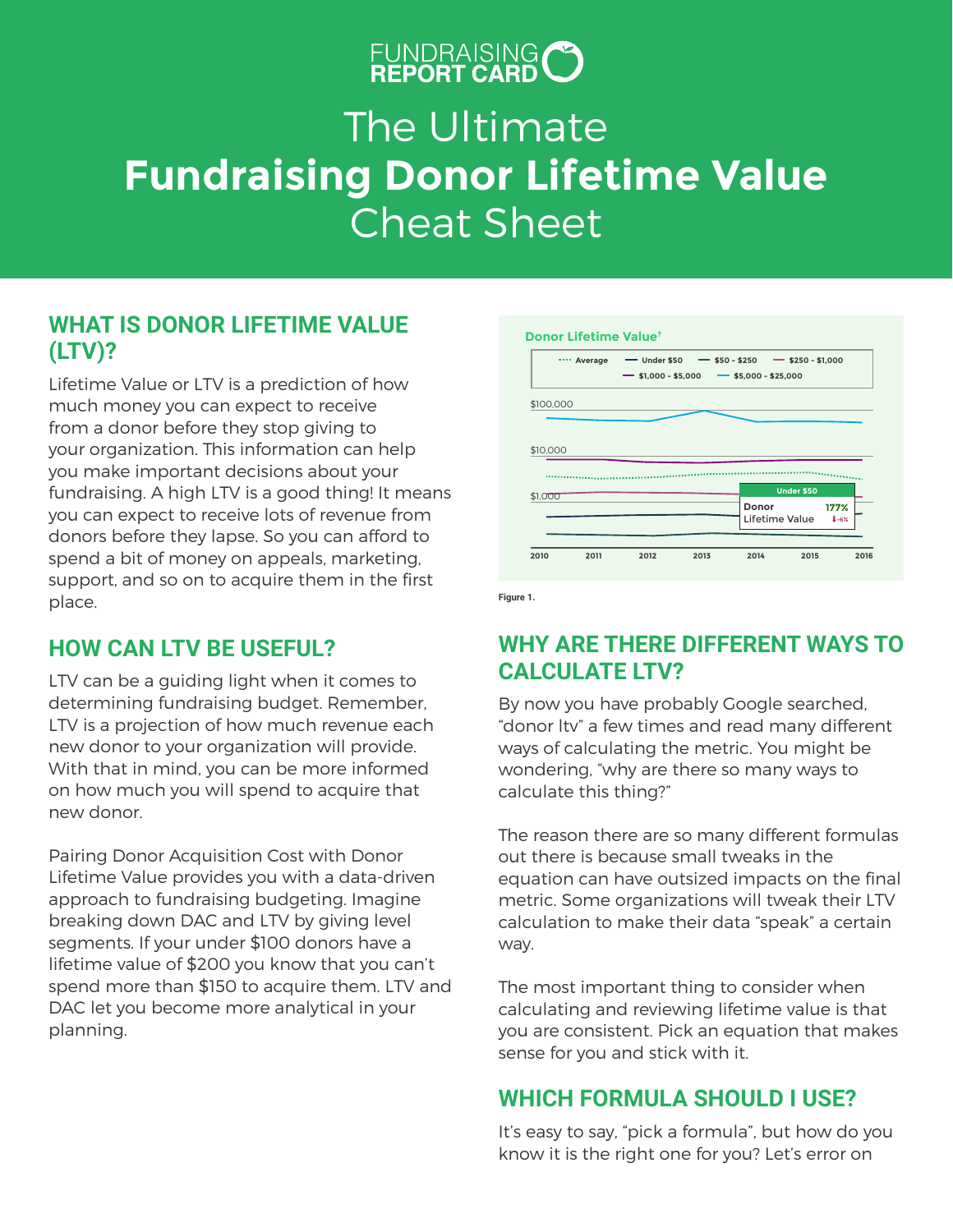# The Ultimate **Fundraising Donor Lifetime Value** Cheat Sheet

## WHAT IS DONOR LIFETIME VALUE (LTV)?

Lifetime Value or LTV is a prediction of how much money you can expect to receive from a donor before they stop giving to your organization. This information can help you make important decisions about your fundraising. A high LTV is a good thing! It means you can expect to receive lots of revenue from donors before they lapse. So you can afford to spend a bit of money on appeals, marketing, support, and so on to acquire them in the first place.

## HOW CAN LTV BE USEFUL?

LTV can be a guiding light when it comes to determining fundraising budget. Remember, LTV is a projection of how much revenue each new donor to your organization will provide. With that in mind, you can be more informed on how much you will spend to acquire that new donor.

Pairing Donor Acquisition Cost with Donor Lifetime Value provides you with a data-driven approach to fundraising budgeting. Imagine breaking down DAC and LTV by giving level segments. If your under $100 donors have a lifetime value of $200 you know that you can't spend more than $150 to acquire them. LTV and DAC let you become more analytical in your planning.

Donor Lifetime Value[7]

Average · Under $50 · $50 - $250 · $250 - $1,000 · $1,000 - $5,000 · $5,000 - $25,000

$100,000 · $10,000 · $1,000

2010 · 2011 · 2012 · 2013 · 2014 · 2015 · 2016

Under $50 — Donor Lifetime Value 177% ↓-6%

Figure 1.

## WHY ARE THERE DIFFERENT WAYS TO CALCULATE LTV?

By now you have probably Google searched, "donor ltv" a few times and read many different ways of calculating the metric. You might be wondering, "why are there so many ways to calculate this thing?"

The reason there are so many different formulas out there is because small tweaks in the equation can have outsized impacts on the final metric. Some organizations will tweak their LTV calculation to make their data "speak" a certain way.

The most important thing to consider when calculating and reviewing lifetime value is that you are consistent. Pick an equation that makes sense for you and stick with it.

## WHICH FORMULA SHOULD I USE?

It's easy to say, "pick a formula", but how do you know it is the right one for you? Let's error on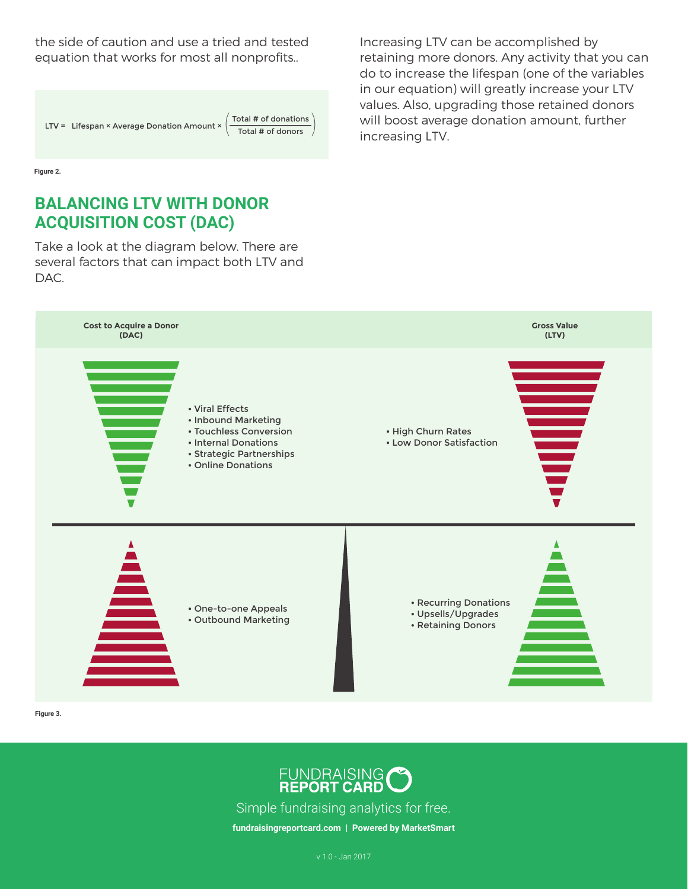the side of caution and use a tried and tested equation that works for most all nonprofits..

$$LTV = \text{Lifespan} \times \text{Average Donation Amount} \times \left( \frac{\text{Total \# of donations}}{\text{Total \# of donors}} \right)$$

Figure 2.

## BALANCING LTV WITH DONOR ACQUISITION COST (DAC)

Take a look at the diagram below. There are several factors that can impact both LTV and DAC.

Increasing LTV can be accomplished by retaining more donors. Any activity that you can do to increase the lifespan (one of the variables in our equation) will greatly increase your LTV values. Also, upgrading those retained donors will boost average donation amount, further increasing LTV.

**Cost to Acquire a Donor (DAC)**

**Gross Value (LTV)**

- Viral Effects
- Inbound Marketing
- Touchless Conversion
- Internal Donations
- Strategic Partnerships
- Online Donations

- High Churn Rates
- Low Donor Satisfaction

- One-to-one Appeals
- Outbound Marketing

- Recurring Donations
- Upsells/Upgrades
- Retaining Donors

Figure 3.

FUNDRAISING REPORT CARD

Simple fundraising analytics for free.

**fundraisingreportcard.com | Powered by MarketSmart**

v 1.0 - Jan 2017